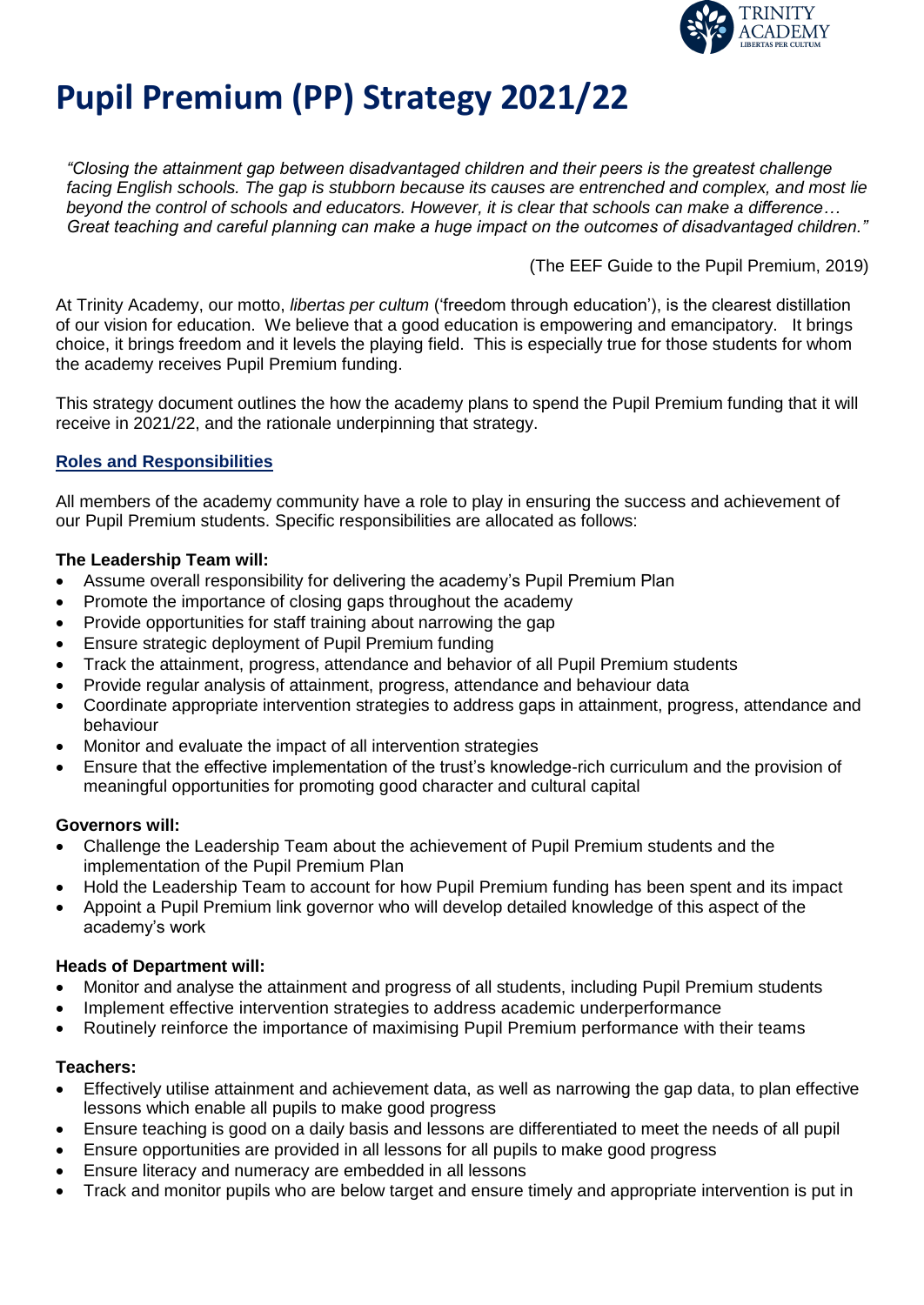# Pupil Premium (PP) Strategy 2021/22

*"Closing the attainment gap between disadvantaged children and their peers is the greatest challenge facing English schools. The gap is stubborn because its causes are entrenched and complex, and most lie beyond the control of schools and educators. However, it is clear that schools can make a difference… Great teaching and careful planning can make a huge impact on the outcomes of disadvantaged children."*

(The EEF Guide to the Pupil Premium, 2019)

At Trinity Academy, our motto, *libertas per cultum* ('freedom through education'), is the clearest distillation of our vision for education. We believe that a good education is empowering and emancipatory. It brings choice, it brings freedom and it levels the playing field. This is especially true for those students for whom the academy receives Pupil Premium funding.

This strategy document outlines the how the academy plans to spend the Pupil Premium funding that it will receive in 2021/22, and the rationale underpinning that strategy.

## Roles and Responsibilities

All members of the academy community have a role to play in ensuring the success and achievement of our Pupil Premium students. Specific responsibilities are allocated as follows:

**The Leadership Team will:**

- Assume overall responsibility for delivering the academy's Pupil Premium Plan
- Promote the importance of closing gaps throughout the academy
- Provide opportunities for staff training about narrowing the gap
- Ensure strategic deployment of Pupil Premium funding
- Track the attainment, progress, attendance and behavior of all Pupil Premium students
- Provide regular analysis of attainment, progress, attendance and behaviour data
- Coordinate appropriate intervention strategies to address gaps in attainment, progress, attendance and behaviour
- Monitor and evaluate the impact of all intervention strategies
- Ensure that the effective implementation of the trust's knowledge-rich curriculum and the provision of meaningful opportunities for promoting good character and cultural capital

**Governors will:**

- Challenge the Leadership Team about the achievement of Pupil Premium students and the implementation of the Pupil Premium Plan
- Hold the Leadership Team to account for how Pupil Premium funding has been spent and its impact
- Appoint a Pupil Premium link governor who will develop detailed knowledge of this aspect of the academy's work

**Heads of Department will:**

- Monitor and analyse the attainment and progress of all students, including Pupil Premium students
- Implement effective intervention strategies to address academic underperformance
- Routinely reinforce the importance of maximising Pupil Premium performance with their teams

**Teachers:**

- Effectively utilise attainment and achievement data, as well as narrowing the gap data, to plan effective lessons which enable all pupils to make good progress
- Ensure teaching is good on a daily basis and lessons are differentiated to meet the needs of all pupil
- Ensure opportunities are provided in all lessons for all pupils to make good progress
- Ensure literacy and numeracy are embedded in all lessons
- Track and monitor pupils who are below target and ensure timely and appropriate intervention is put in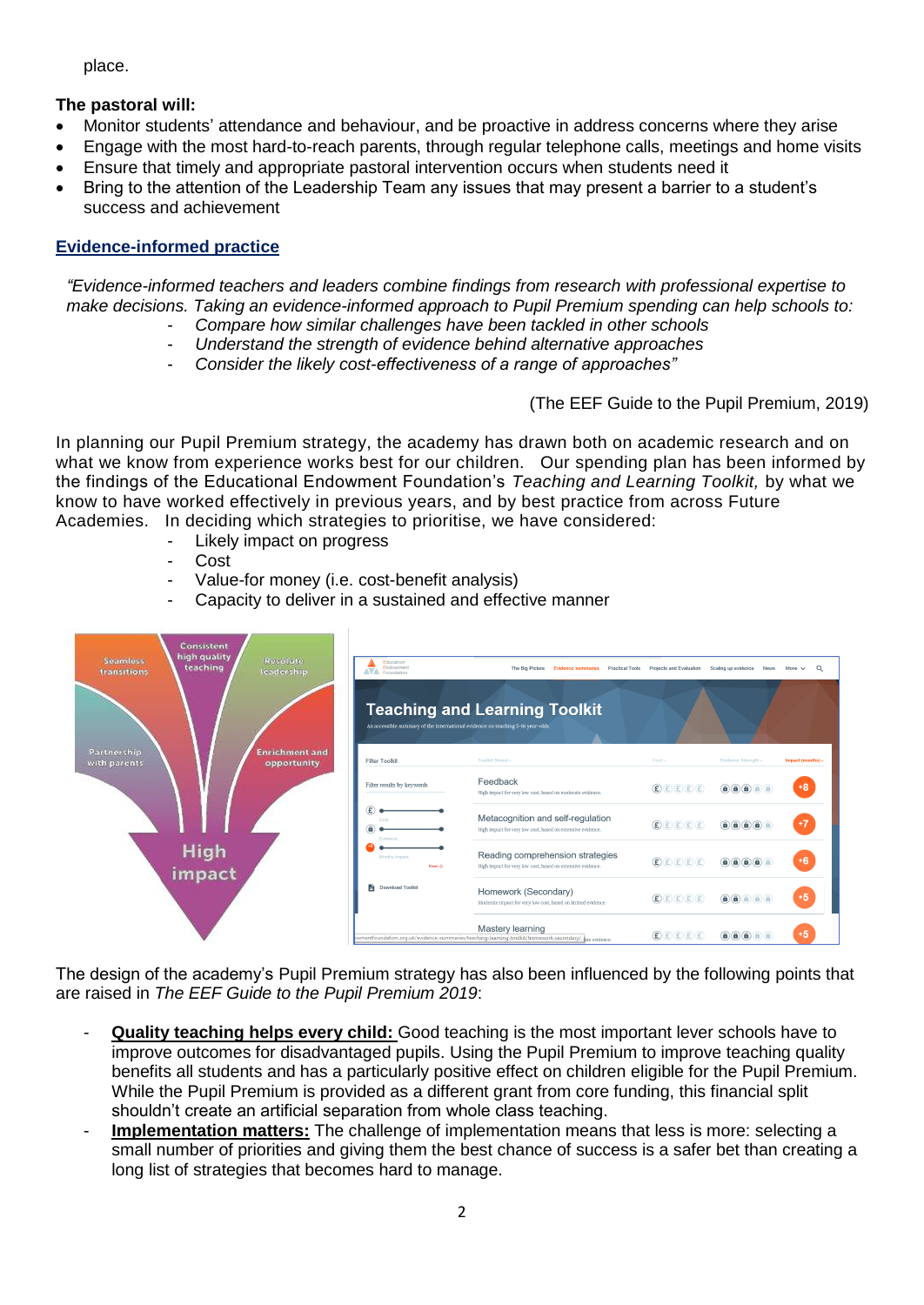place.

**The pastoral will:**

- Monitor students' attendance and behaviour, and be proactive in address concerns where they arise
- Engage with the most hard-to-reach parents, through regular telephone calls, meetings and home visits
- Ensure that timely and appropriate pastoral intervention occurs when students need it
- Bring to the attention of the Leadership Team any issues that may present a barrier to a student's success and achievement

## Evidence-informed practice

*"Evidence-informed teachers and leaders combine findings from research with professional expertise to make decisions. Taking an evidence-informed approach to Pupil Premium spending can help schools to:*

- *Compare how similar challenges have been tackled in other schools*
- *Understand the strength of evidence behind alternative approaches*
- *Consider the likely cost-effectiveness of a range of approaches"*

(The EEF Guide to the Pupil Premium, 2019)

In planning our Pupil Premium strategy, the academy has drawn both on academic research and on what we know from experience works best for our children. Our spending plan has been informed by the findings of the Educational Endowment Foundation's *Teaching and Learning Toolkit,* by what we know to have worked effectively in previous years, and by best practice from across Future Academies. In deciding which strategies to prioritise, we have considered:

- Likely impact on progress
- Cost
- Value-for money (i.e. cost-benefit analysis)
- Capacity to deliver in a sustained and effective manner

The design of the academy's Pupil Premium strategy has also been influenced by the following points that are raised in *The EEF Guide to the Pupil Premium 2019*:

- **Quality teaching helps every child:** Good teaching is the most important lever schools have to improve outcomes for disadvantaged pupils. Using the Pupil Premium to improve teaching quality benefits all students and has a particularly positive effect on children eligible for the Pupil Premium. While the Pupil Premium is provided as a different grant from core funding, this financial split shouldn't create an artificial separation from whole class teaching.
- **Implementation matters:** The challenge of implementation means that less is more: selecting a small number of priorities and giving them the best chance of success is a safer bet than creating a long list of strategies that becomes hard to manage.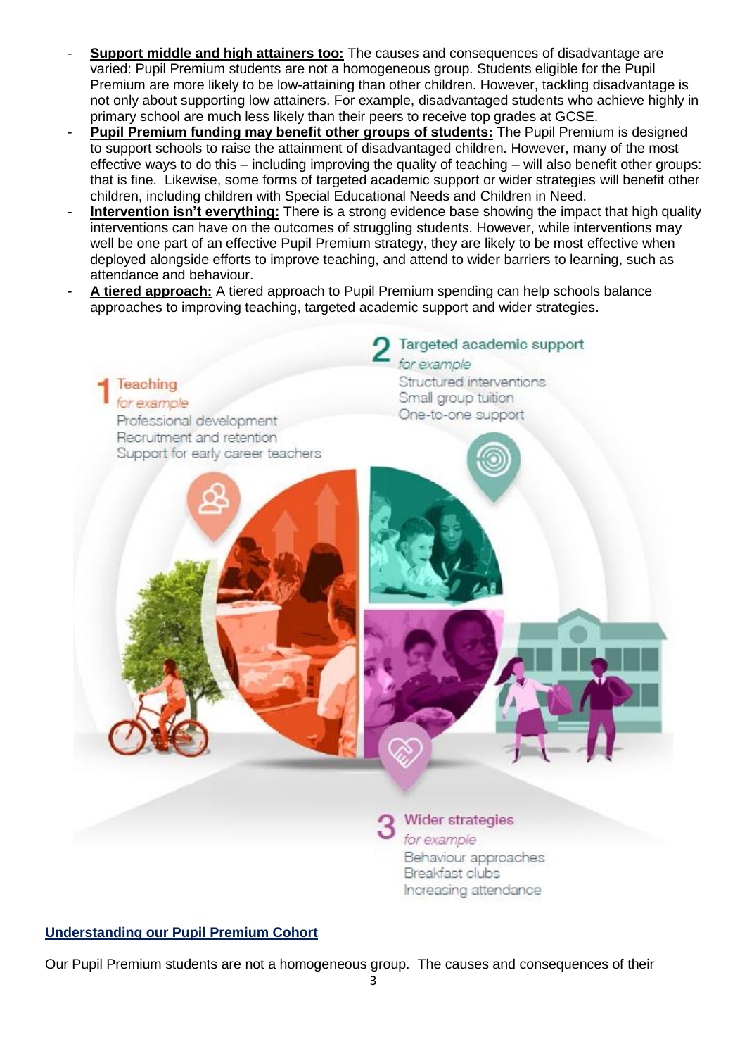- **Support middle and high attainers too:** The causes and consequences of disadvantage are varied: Pupil Premium students are not a homogeneous group. Students eligible for the Pupil Premium are more likely to be low-attaining than other children. However, tackling disadvantage is not only about supporting low attainers. For example, disadvantaged students who achieve highly in primary school are much less likely than their peers to receive top grades at GCSE.
- **Pupil Premium funding may benefit other groups of students:** The Pupil Premium is designed to support schools to raise the attainment of disadvantaged children. However, many of the most effective ways to do this – including improving the quality of teaching – will also benefit other groups: that is fine. Likewise, some forms of targeted academic support or wider strategies will benefit other children, including children with Special Educational Needs and Children in Need.
- **Intervention isn't everything:** There is a strong evidence base showing the impact that high quality interventions can have on the outcomes of struggling students. However, while interventions may well be one part of an effective Pupil Premium strategy, they are likely to be most effective when deployed alongside efforts to improve teaching, and attend to wider barriers to learning, such as attendance and behaviour.
- **A tiered approach:** A tiered approach to Pupil Premium spending can help schools balance approaches to improving teaching, targeted academic support and wider strategies.

1 Teaching
*for example*
Professional development
Recruitment and retention
Support for early career teachers

2 Targeted academic support
*for example*
Structured interventions
Small group tuition
One-to-one support

3 Wider strategies
*for example*
Behaviour approaches
Breakfast clubs
Increasing attendance

## Understanding our Pupil Premium Cohort

Our Pupil Premium students are not a homogeneous group. The causes and consequences of their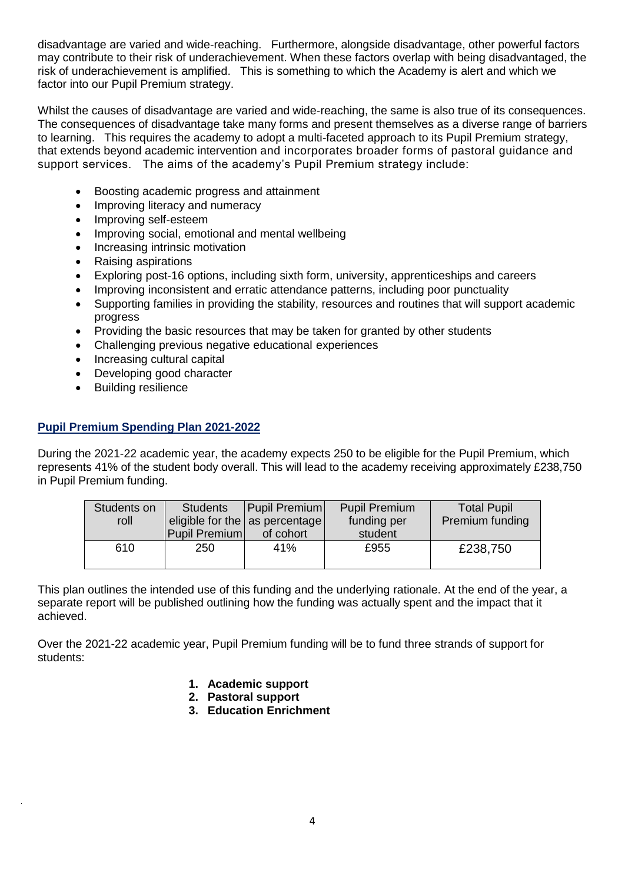disadvantage are varied and wide-reaching. Furthermore, alongside disadvantage, other powerful factors may contribute to their risk of underachievement. When these factors overlap with being disadvantaged, the risk of underachievement is amplified. This is something to which the Academy is alert and which we factor into our Pupil Premium strategy.

Whilst the causes of disadvantage are varied and wide-reaching, the same is also true of its consequences. The consequences of disadvantage take many forms and present themselves as a diverse range of barriers to learning. This requires the academy to adopt a multi-faceted approach to its Pupil Premium strategy, that extends beyond academic intervention and incorporates broader forms of pastoral guidance and support services. The aims of the academy's Pupil Premium strategy include:

- Boosting academic progress and attainment
- Improving literacy and numeracy
- Improving self-esteem
- Improving social, emotional and mental wellbeing
- Increasing intrinsic motivation
- Raising aspirations
- Exploring post-16 options, including sixth form, university, apprenticeships and careers
- Improving inconsistent and erratic attendance patterns, including poor punctuality
- Supporting families in providing the stability, resources and routines that will support academic progress
- Providing the basic resources that may be taken for granted by other students
- Challenging previous negative educational experiences
- Increasing cultural capital
- Developing good character
- Building resilience

## Pupil Premium Spending Plan 2021-2022

During the 2021-22 academic year, the academy expects 250 to be eligible for the Pupil Premium, which represents 41% of the student body overall. This will lead to the academy receiving approximately £238,750 in Pupil Premium funding.

| Students on roll | Students eligible for the Pupil Premium | Pupil Premium as percentage of cohort | Pupil Premium funding per student | Total Pupil Premium funding |
|---|---|---|---|---|
| 610 | 250 | 41% | £955 | £238,750 |

This plan outlines the intended use of this funding and the underlying rationale. At the end of the year, a separate report will be published outlining how the funding was actually spent and the impact that it achieved.

Over the 2021-22 academic year, Pupil Premium funding will be to fund three strands of support for students:

1. **Academic support**
2. **Pastoral support**
3. **Education Enrichment**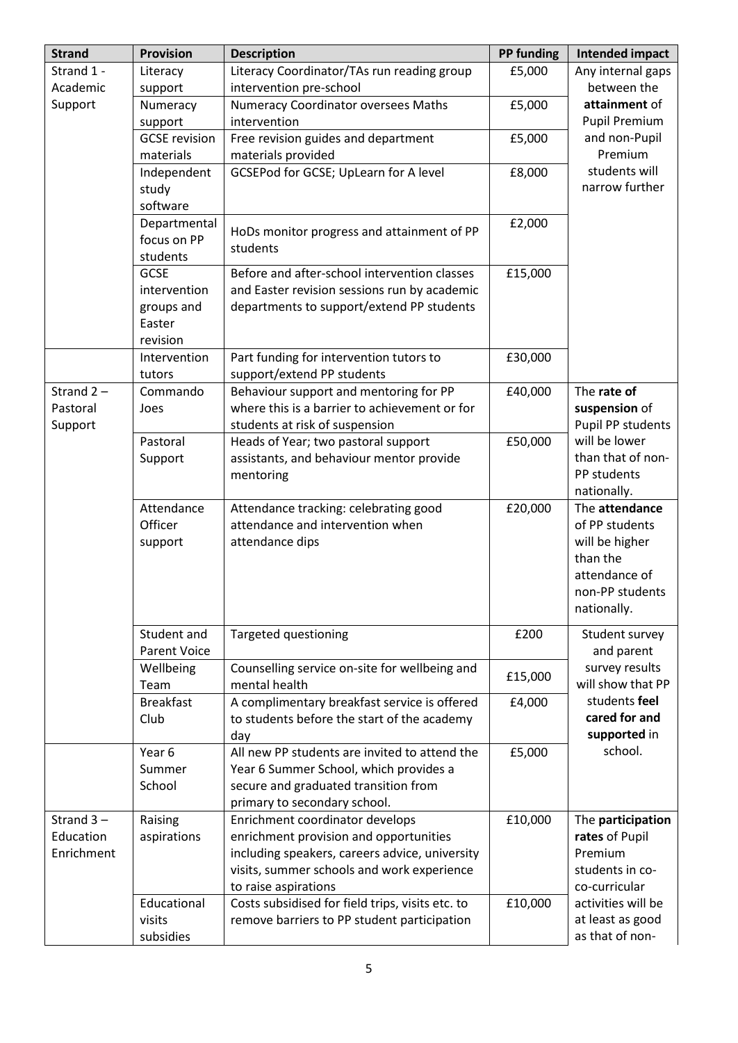| Strand | Provision | Description | PP funding | Intended impact |
|---|---|---|---|---|
| Strand 1 - Academic Support | Literacy support | Literacy Coordinator/TAs run reading group intervention pre-school | £5,000 | Any internal gaps between the **attainment** of Pupil Premium and non-Pupil Premium students will narrow further |
| | Numeracy support | Numeracy Coordinator oversees Maths intervention | £5,000 | |
| | GCSE revision materials | Free revision guides and department materials provided | £5,000 | |
| | Independent study software | GCSEPod for GCSE; UpLearn for A level | £8,000 | |
| | Departmental focus on PP students | HoDs monitor progress and attainment of PP students | £2,000 | |
| | GCSE intervention groups and Easter revision | Before and after-school intervention classes and Easter revision sessions run by academic departments to support/extend PP students | £15,000 | |
| | Intervention tutors | Part funding for intervention tutors to support/extend PP students | £30,000 | |
| Strand 2 – Pastoral Support | Commando Joes | Behaviour support and mentoring for PP where this is a barrier to achievement or for students at risk of suspension | £40,000 | The **rate of suspension** of Pupil PP students will be lower than that of non-PP students nationally. |
| | Pastoral Support | Heads of Year; two pastoral support assistants, and behaviour mentor provide mentoring | £50,000 | |
| | Attendance Officer support | Attendance tracking: celebrating good attendance and intervention when attendance dips | £20,000 | The **attendance** of PP students will be higher than the attendance of non-PP students nationally. |
| | Student and Parent Voice | Targeted questioning | £200 | Student survey and parent survey results will show that PP students **feel cared for and supported** in school. |
| | Wellbeing Team | Counselling service on-site for wellbeing and mental health | £15,000 | |
| | Breakfast Club | A complimentary breakfast service is offered to students before the start of the academy day | £4,000 | |
| | Year 6 Summer School | All new PP students are invited to attend the Year 6 Summer School, which provides a secure and graduated transition from primary to secondary school. | £5,000 | |
| Strand 3 – Education Enrichment | Raising aspirations | Enrichment coordinator develops enrichment provision and opportunities including speakers, careers advice, university visits, summer schools and work experience to raise aspirations | £10,000 | The **participation rates** of Pupil Premium students in co-co-curricular activities will be at least as good as that of non- |
| | Educational visits subsidies | Costs subsidised for field trips, visits etc. to remove barriers to PP student participation | £10,000 | |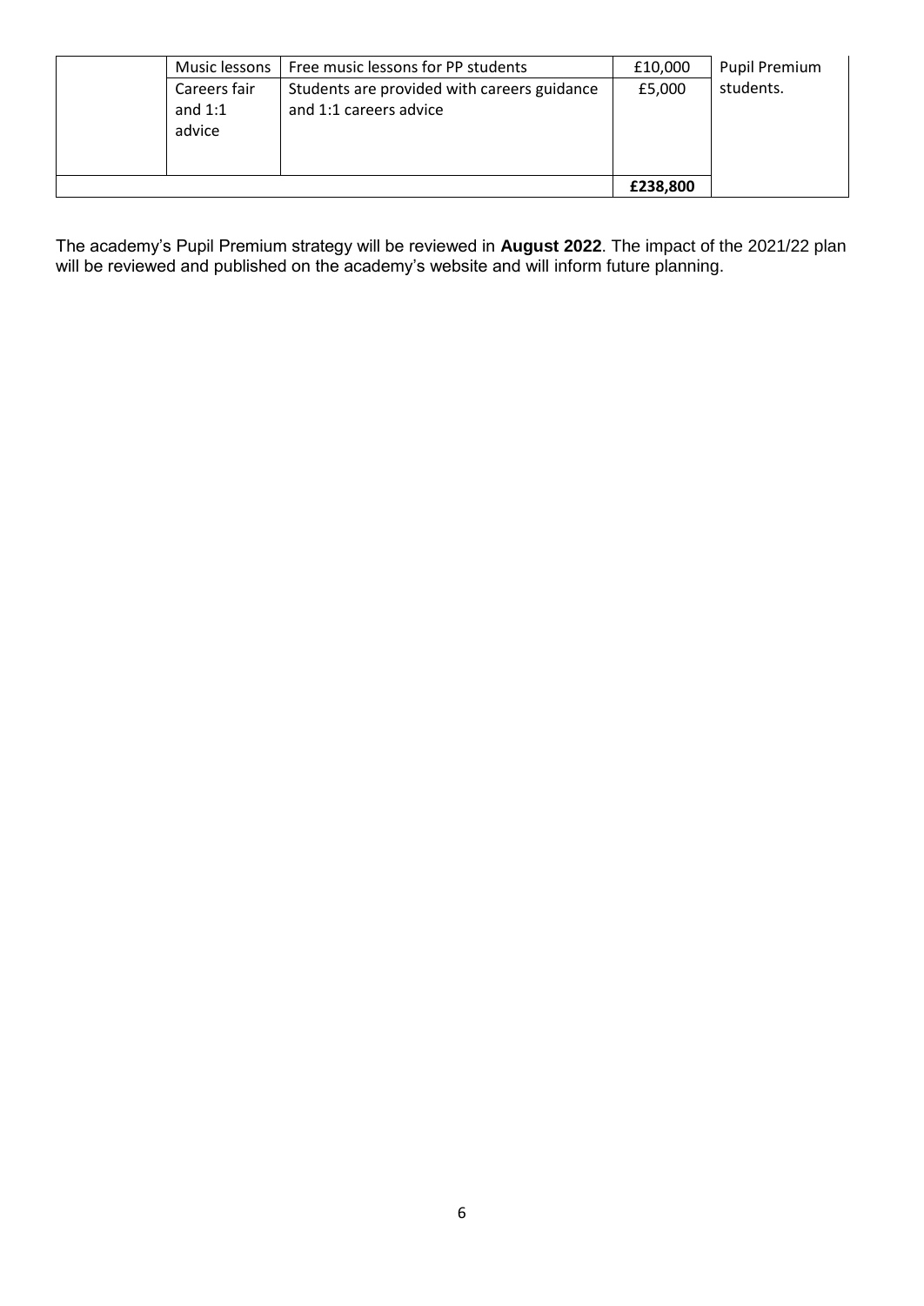| | | | | |
|---|---|---|---|---|
| | Music lessons | Free music lessons for PP students | £10,000 | Pupil Premium students. |
| | Careers fair and 1:1 advice | Students are provided with careers guidance and 1:1 careers advice | £5,000 | |
| | | | **£238,800** | |

The academy's Pupil Premium strategy will be reviewed in **August 2022**. The impact of the 2021/22 plan will be reviewed and published on the academy's website and will inform future planning.